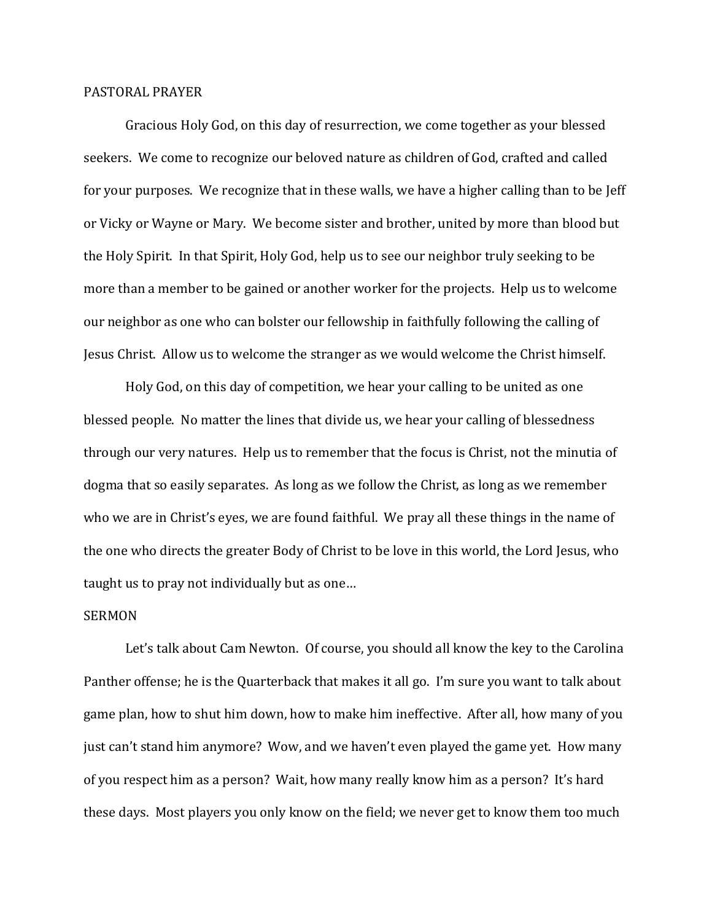## PASTORAL PRAYER

Gracious Holy God, on this day of resurrection, we come together as your blessed seekers. We come to recognize our beloved nature as children of God, crafted and called for your purposes. We recognize that in these walls, we have a higher calling than to be Jeff or Vicky or Wayne or Mary. We become sister and brother, united by more than blood but the Holy Spirit. In that Spirit, Holy God, help us to see our neighbor truly seeking to be more than a member to be gained or another worker for the projects. Help us to welcome our neighbor as one who can bolster our fellowship in faithfully following the calling of Jesus Christ. Allow us to welcome the stranger as we would welcome the Christ himself.

Holy God, on this day of competition, we hear your calling to be united as one blessed people. No matter the lines that divide us, we hear your calling of blessedness through our very natures. Help us to remember that the focus is Christ, not the minutia of dogma that so easily separates. As long as we follow the Christ, as long as we remember who we are in Christ's eyes, we are found faithful. We pray all these things in the name of the one who directs the greater Body of Christ to be love in this world, the Lord Jesus, who taught us to pray not individually but as one…

## SERMON

Let's talk about Cam Newton. Of course, you should all know the key to the Carolina Panther offense; he is the Quarterback that makes it all go. I'm sure you want to talk about game plan, how to shut him down, how to make him ineffective. After all, how many of you just can't stand him anymore? Wow, and we haven't even played the game yet. How many of you respect him as a person? Wait, how many really know him as a person? It's hard these days. Most players you only know on the field; we never get to know them too much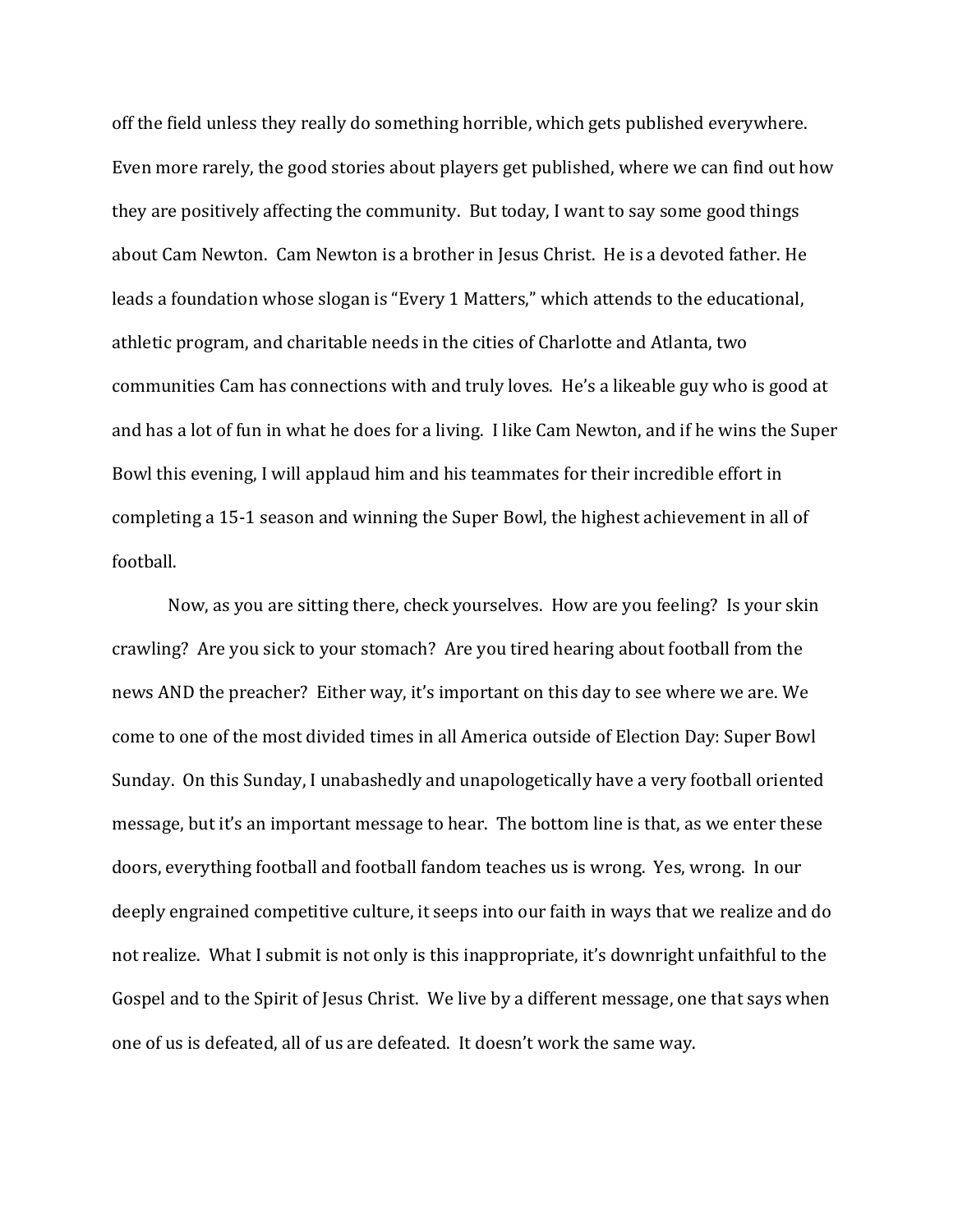off the field unless they really do something horrible, which gets published everywhere. Even more rarely, the good stories about players get published, where we can find out how they are positively affecting the community. But today, I want to say some good things about Cam Newton. Cam Newton is a brother in Jesus Christ. He is a devoted father. He leads a foundation whose slogan is "Every 1 Matters," which attends to the educational, athletic program, and charitable needs in the cities of Charlotte and Atlanta, two communities Cam has connections with and truly loves. He's a likeable guy who is good at and has a lot of fun in what he does for a living. I like Cam Newton, and if he wins the Super Bowl this evening, I will applaud him and his teammates for their incredible effort in completing a 15-1 season and winning the Super Bowl, the highest achievement in all of football.

Now, as you are sitting there, check yourselves. How are you feeling? Is your skin crawling? Are you sick to your stomach? Are you tired hearing about football from the news AND the preacher? Either way, it's important on this day to see where we are. We come to one of the most divided times in all America outside of Election Day: Super Bowl Sunday. On this Sunday, I unabashedly and unapologetically have a very football oriented message, but it's an important message to hear. The bottom line is that, as we enter these doors, everything football and football fandom teaches us is wrong. Yes, wrong. In our deeply engrained competitive culture, it seeps into our faith in ways that we realize and do not realize. What I submit is not only is this inappropriate, it's downright unfaithful to the Gospel and to the Spirit of Jesus Christ. We live by a different message, one that says when one of us is defeated, all of us are defeated. It doesn't work the same way.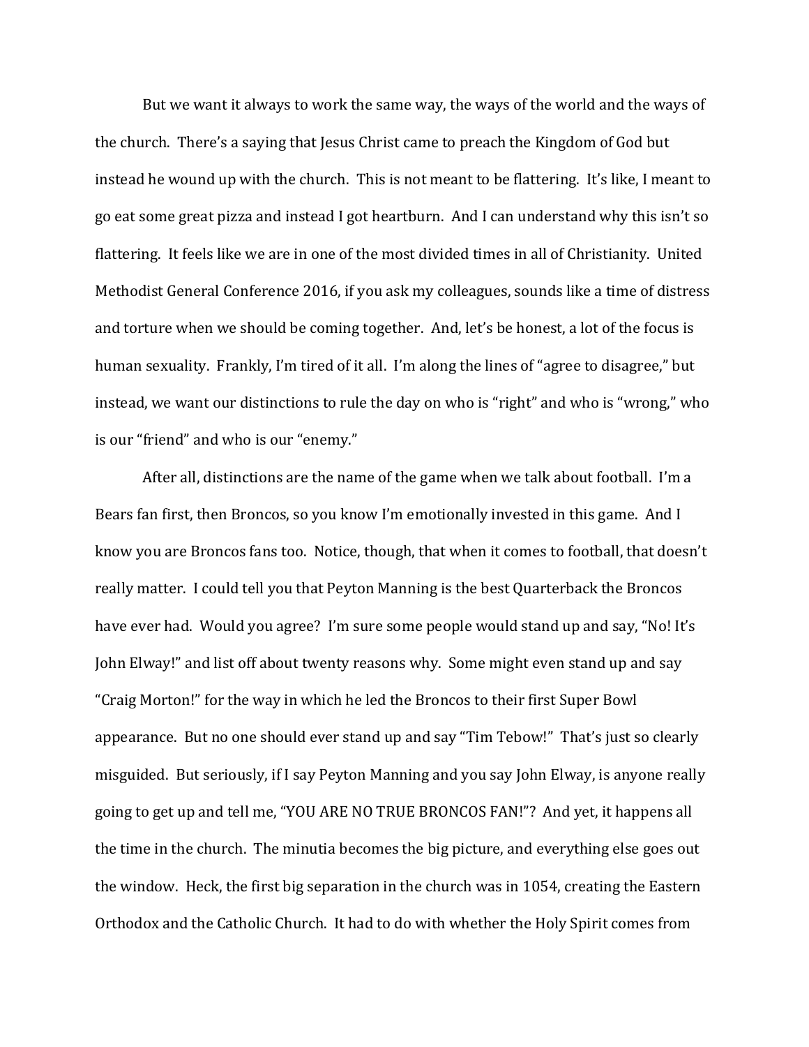But we want it always to work the same way, the ways of the world and the ways of the church. There's a saying that Jesus Christ came to preach the Kingdom of God but instead he wound up with the church. This is not meant to be flattering. It's like, I meant to go eat some great pizza and instead I got heartburn. And I can understand why this isn't so flattering. It feels like we are in one of the most divided times in all of Christianity. United Methodist General Conference 2016, if you ask my colleagues, sounds like a time of distress and torture when we should be coming together. And, let's be honest, a lot of the focus is human sexuality. Frankly, I'm tired of it all. I'm along the lines of "agree to disagree," but instead, we want our distinctions to rule the day on who is "right" and who is "wrong," who is our "friend" and who is our "enemy."

After all, distinctions are the name of the game when we talk about football. I'm a Bears fan first, then Broncos, so you know I'm emotionally invested in this game. And I know you are Broncos fans too. Notice, though, that when it comes to football, that doesn't really matter. I could tell you that Peyton Manning is the best Quarterback the Broncos have ever had. Would you agree? I'm sure some people would stand up and say, "No! It's John Elway!" and list off about twenty reasons why. Some might even stand up and say "Craig Morton!" for the way in which he led the Broncos to their first Super Bowl appearance. But no one should ever stand up and say "Tim Tebow!" That's just so clearly misguided. But seriously, if I say Peyton Manning and you say John Elway, is anyone really going to get up and tell me, "YOU ARE NO TRUE BRONCOS FAN!"? And yet, it happens all the time in the church. The minutia becomes the big picture, and everything else goes out the window. Heck, the first big separation in the church was in 1054, creating the Eastern Orthodox and the Catholic Church. It had to do with whether the Holy Spirit comes from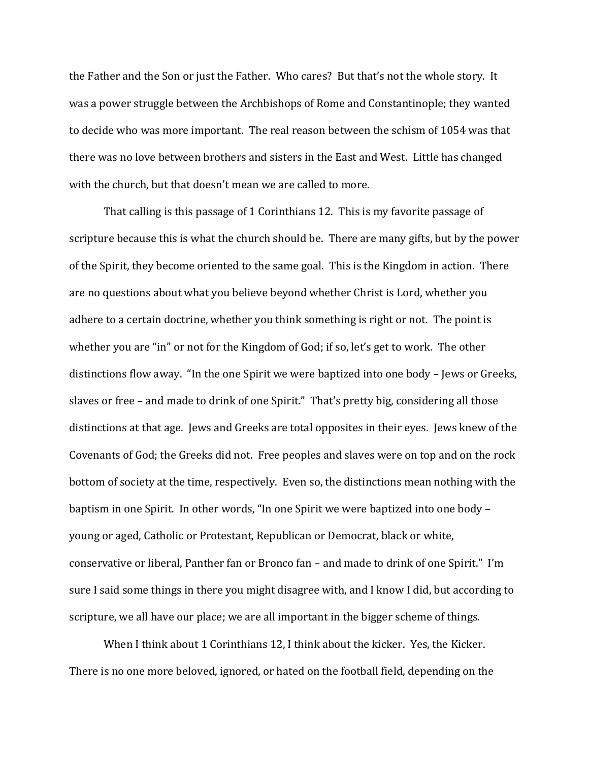the Father and the Son or just the Father. Who cares? But that's not the whole story. It was a power struggle between the Archbishops of Rome and Constantinople; they wanted to decide who was more important. The real reason between the schism of 1054 was that there was no love between brothers and sisters in the East and West. Little has changed with the church, but that doesn't mean we are called to more.

That calling is this passage of 1 Corinthians 12. This is my favorite passage of scripture because this is what the church should be. There are many gifts, but by the power of the Spirit, they become oriented to the same goal. This is the Kingdom in action. There are no questions about what you believe beyond whether Christ is Lord, whether you adhere to a certain doctrine, whether you think something is right or not. The point is whether you are "in" or not for the Kingdom of God; if so, let's get to work. The other distinctions flow away. "In the one Spirit we were baptized into one body – Jews or Greeks, slaves or free – and made to drink of one Spirit." That's pretty big, considering all those distinctions at that age. Jews and Greeks are total opposites in their eyes. Jews knew of the Covenants of God; the Greeks did not. Free peoples and slaves were on top and on the rock bottom of society at the time, respectively. Even so, the distinctions mean nothing with the baptism in one Spirit. In other words, "In one Spirit we were baptized into one body – young or aged, Catholic or Protestant, Republican or Democrat, black or white, conservative or liberal, Panther fan or Bronco fan – and made to drink of one Spirit." I'm sure I said some things in there you might disagree with, and I know I did, but according to scripture, we all have our place; we are all important in the bigger scheme of things.

When I think about 1 Corinthians 12, I think about the kicker. Yes, the Kicker. There is no one more beloved, ignored, or hated on the football field, depending on the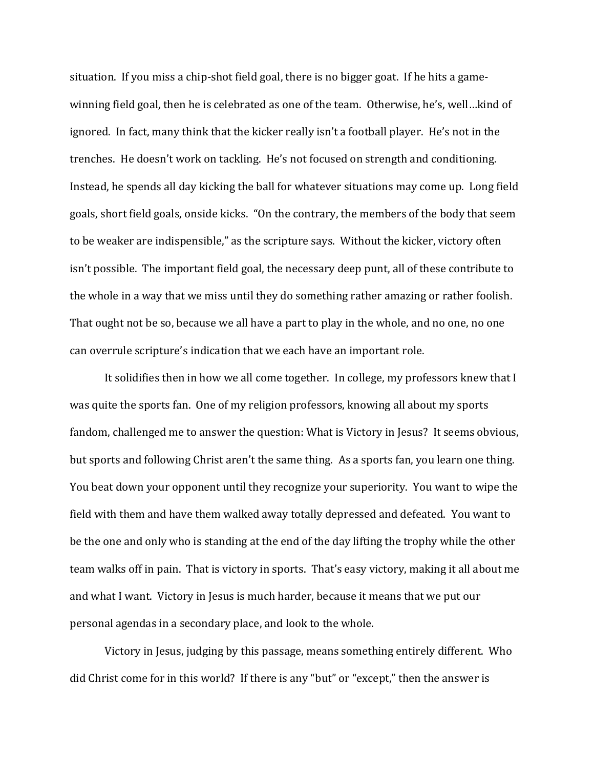situation. If you miss a chip-shot field goal, there is no bigger goat. If he hits a game-winning field goal, then he is celebrated as one of the team. Otherwise, he's, well…kind of ignored. In fact, many think that the kicker really isn't a football player. He's not in the trenches. He doesn't work on tackling. He's not focused on strength and conditioning. Instead, he spends all day kicking the ball for whatever situations may come up. Long field goals, short field goals, onside kicks. "On the contrary, the members of the body that seem to be weaker are indispensible," as the scripture says. Without the kicker, victory often isn't possible. The important field goal, the necessary deep punt, all of these contribute to the whole in a way that we miss until they do something rather amazing or rather foolish. That ought not be so, because we all have a part to play in the whole, and no one, no one can overrule scripture's indication that we each have an important role.

It solidifies then in how we all come together. In college, my professors knew that I was quite the sports fan. One of my religion professors, knowing all about my sports fandom, challenged me to answer the question: What is Victory in Jesus? It seems obvious, but sports and following Christ aren't the same thing. As a sports fan, you learn one thing. You beat down your opponent until they recognize your superiority. You want to wipe the field with them and have them walked away totally depressed and defeated. You want to be the one and only who is standing at the end of the day lifting the trophy while the other team walks off in pain. That is victory in sports. That's easy victory, making it all about me and what I want. Victory in Jesus is much harder, because it means that we put our personal agendas in a secondary place, and look to the whole.

Victory in Jesus, judging by this passage, means something entirely different. Who did Christ come for in this world? If there is any "but" or "except," then the answer is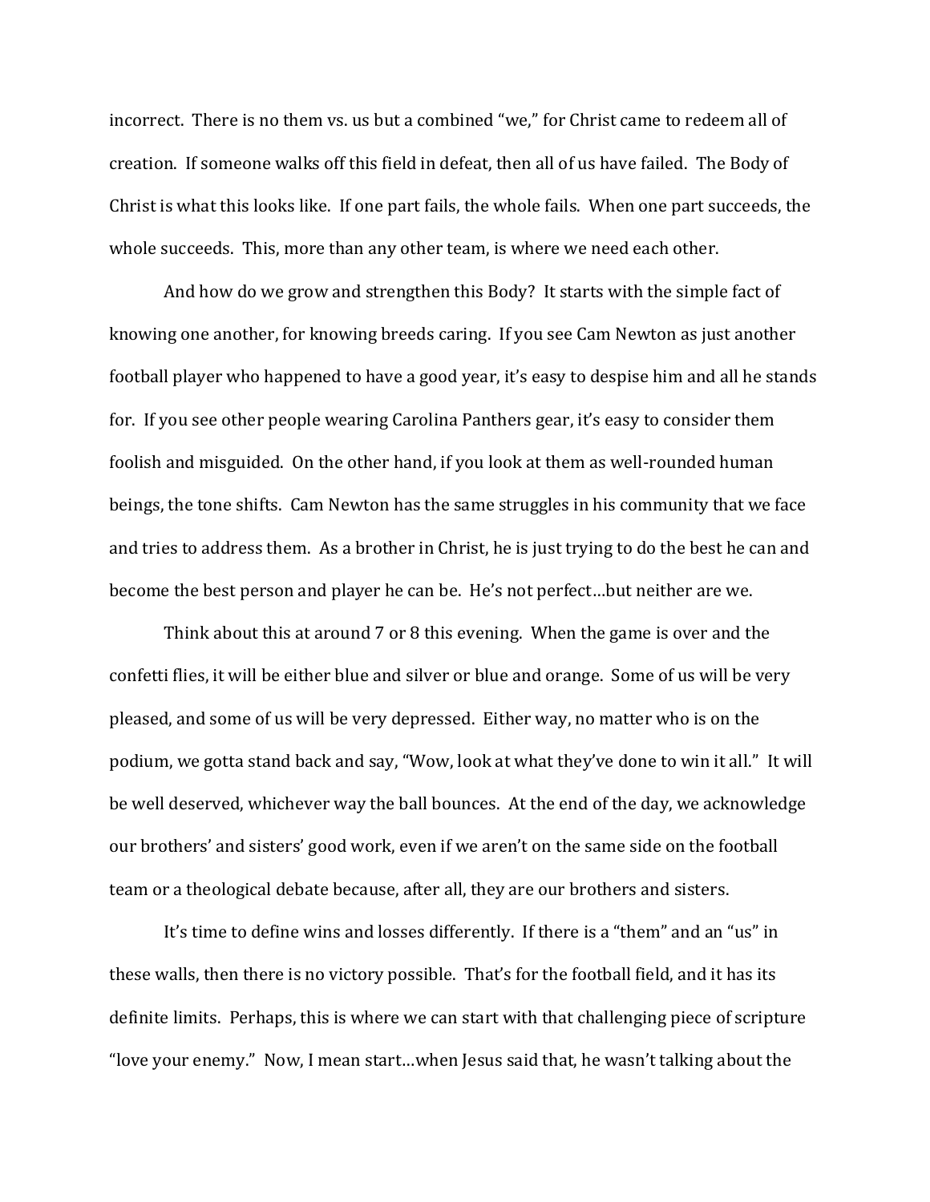incorrect. There is no them vs. us but a combined "we," for Christ came to redeem all of creation. If someone walks off this field in defeat, then all of us have failed. The Body of Christ is what this looks like. If one part fails, the whole fails. When one part succeeds, the whole succeeds. This, more than any other team, is where we need each other.

And how do we grow and strengthen this Body? It starts with the simple fact of knowing one another, for knowing breeds caring. If you see Cam Newton as just another football player who happened to have a good year, it's easy to despise him and all he stands for. If you see other people wearing Carolina Panthers gear, it's easy to consider them foolish and misguided. On the other hand, if you look at them as well-rounded human beings, the tone shifts. Cam Newton has the same struggles in his community that we face and tries to address them. As a brother in Christ, he is just trying to do the best he can and become the best person and player he can be. He's not perfect…but neither are we.

Think about this at around 7 or 8 this evening. When the game is over and the confetti flies, it will be either blue and silver or blue and orange. Some of us will be very pleased, and some of us will be very depressed. Either way, no matter who is on the podium, we gotta stand back and say, "Wow, look at what they've done to win it all." It will be well deserved, whichever way the ball bounces. At the end of the day, we acknowledge our brothers' and sisters' good work, even if we aren't on the same side on the football team or a theological debate because, after all, they are our brothers and sisters.

It's time to define wins and losses differently. If there is a "them" and an "us" in these walls, then there is no victory possible. That's for the football field, and it has its definite limits. Perhaps, this is where we can start with that challenging piece of scripture "love your enemy." Now, I mean start…when Jesus said that, he wasn't talking about the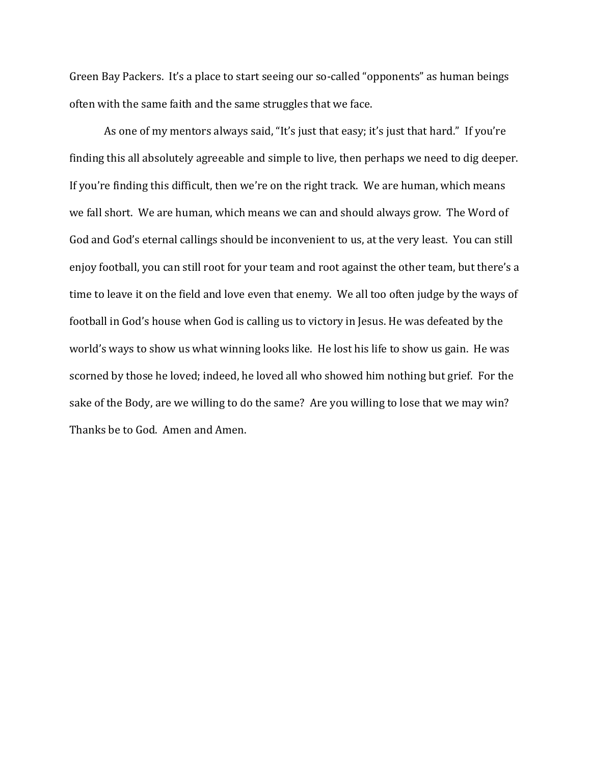Green Bay Packers. It's a place to start seeing our so-called "opponents" as human beings often with the same faith and the same struggles that we face.

As one of my mentors always said, "It's just that easy; it's just that hard." If you're finding this all absolutely agreeable and simple to live, then perhaps we need to dig deeper. If you're finding this difficult, then we're on the right track. We are human, which means we fall short. We are human, which means we can and should always grow. The Word of God and God's eternal callings should be inconvenient to us, at the very least. You can still enjoy football, you can still root for your team and root against the other team, but there's a time to leave it on the field and love even that enemy. We all too often judge by the ways of football in God's house when God is calling us to victory in Jesus. He was defeated by the world's ways to show us what winning looks like. He lost his life to show us gain. He was scorned by those he loved; indeed, he loved all who showed him nothing but grief. For the sake of the Body, are we willing to do the same? Are you willing to lose that we may win? Thanks be to God. Amen and Amen.